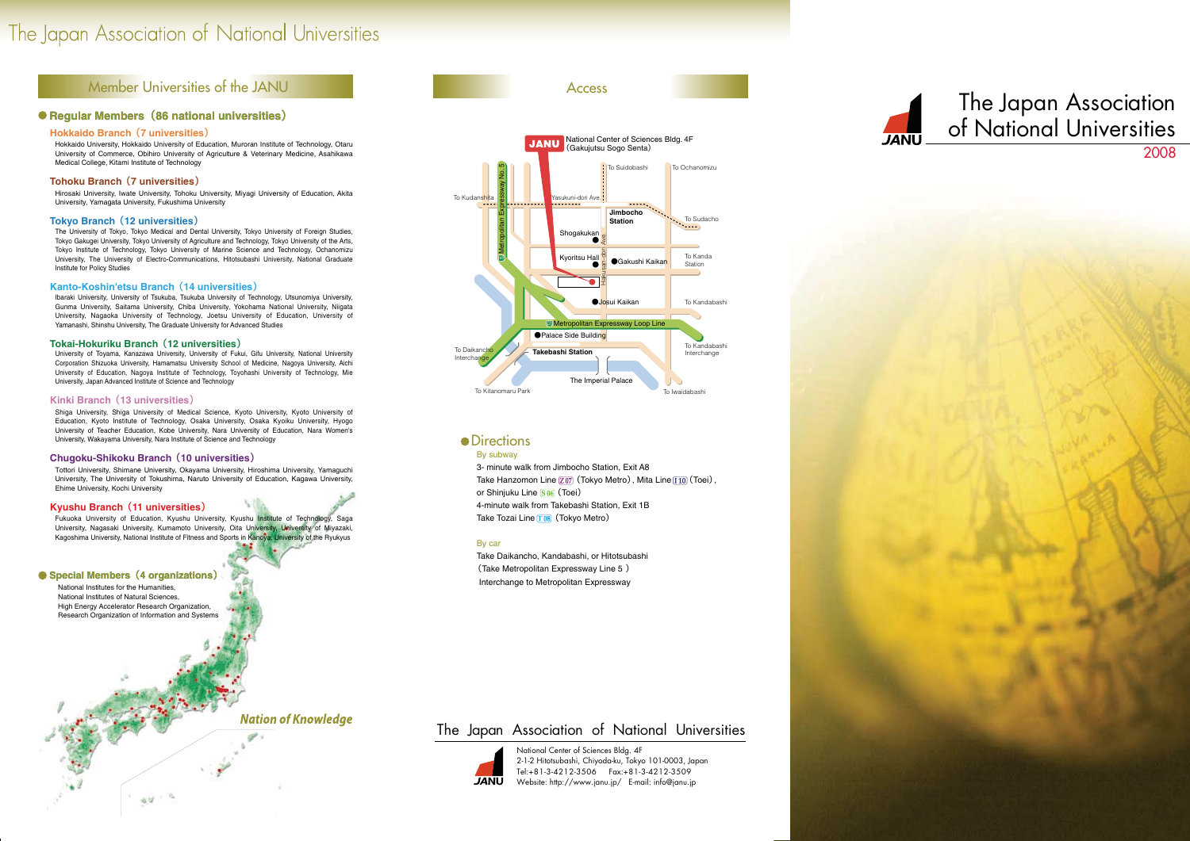# The Japan Association of National Universities

## Member Universities of the JANU

### Regular Members（86 national universities）

**Hokkaido Branch（7 universities）**

Hokkaido University, Hokkaido University of Education, Muroran Institute of Technology, Otaru University of Commerce, Obihiro University of Agriculture & Veterinary Medicine, Asahikawa Medical College, Kitami Institute of Technology

**Tohoku Branch（7 universities）**

Hirosaki University, Iwate University, Tohoku University, Miyagi University of Education, Akita University, Yamagata University, Fukushima University

**Tokyo Branch（12 universities）**

The University of Tokyo, Tokyo Medical and Dental University, Tokyo University of Foreign Studies, Tokyo Gakugei University, Tokyo University of Agriculture and Technology, Tokyo University of the Arts, Tokyo Institute of Technology, Tokyo University of Marine Science and Technology, Ochanomizu University, The University of Electro-Communications, Hitotsubashi University, National Graduate Institute for Policy Studies

**Kanto-Koshin'etsu Branch（14 universities）**

Ibaraki University, University of Tsukuba, Tsukuba University of Technology, Utsunomiya University, Gunma University, Saitama University, Chiba University, Yokohama National University, Niigata University, Nagaoka University of Technology, Joetsu University of Education, University of Yamanashi, Shinshu University, The Graduate University for Advanced Studies

**Tokai-Hokuriku Branch（12 universities）**

University of Toyama, Kanazawa University, University of Fukui, Gifu University, National University Corporation Shizuoka University, Hamamatsu University School of Medicine, Nagoya University, Aichi University of Education, Nagoya Institute of Technology, Toyohashi University of Technology, Mie University, Japan Advanced Institute of Science and Technology

**Kinki Branch（13 universities）**

Shiga University, Shiga University of Medical Science, Kyoto University, Kyoto University of Education, Kyoto Institute of Technology, Osaka University, Osaka Kyoiku University, Hyogo University of Teacher Education, Kobe University, Nara University of Education, Nara Women's University, Wakayama University, Nara Institute of Science and Technology

**Chugoku-Shikoku Branch（10 universities）**

Tottori University, Shimane University, Okayama University, Hiroshima University, Yamaguchi University, The University of Tokushima, Naruto University of Education, Kagawa University, Ehime University, Kochi University

**Kyushu Branch（11 universities）**

Fukuoka University of Education, Kyushu University, Kyushu Institute of Technology, Saga University, Nagasaki University, Kumamoto University, Oita University, University of Miyazaki, Kagoshima University, National Institute of Fitness and Sports in Kanoya, University of the Ryukyus

### Special Members（4 organizations）

National Institutes for the Humanities,
National Institutes of Natural Sciences,
High Energy Accelerator Research Organization,
Research Organization of Information and Systems

*Nation of Knowledge*

## Access

JANU — National Center of Sciences Bldg. 4F (Gakujutsu Sogo Senta)

### Directions

**By subway**

3- minute walk from Jimbocho Station, Exit A8
Take Hanzomon Line Z07 (Tokyo Metro), Mita Line I10 (Toei), or Shinjuku Line S06 (Toei)
4-minute walk from Takebashi Station, Exit 1B
Take Tozai Line T08 (Tokyo Metro)

**By car**

Take Daikancho, Kandabashi, or Hitotsubashi
(Take Metropolitan Expressway Line 5 )
Interchange to Metropolitan Expressway

## The Japan Association of National Universities

National Center of Sciences Bldg. 4F
2-1-2 Hitotsubashi, Chiyoda-ku, Tokyo 101-0003, Japan
Tel:+81-3-4212-3506 Fax:+81-3-4212-3509
Website: http://www.janu.jp/ E-mail: info@janu.jp

# The Japan Association of National Universities

2008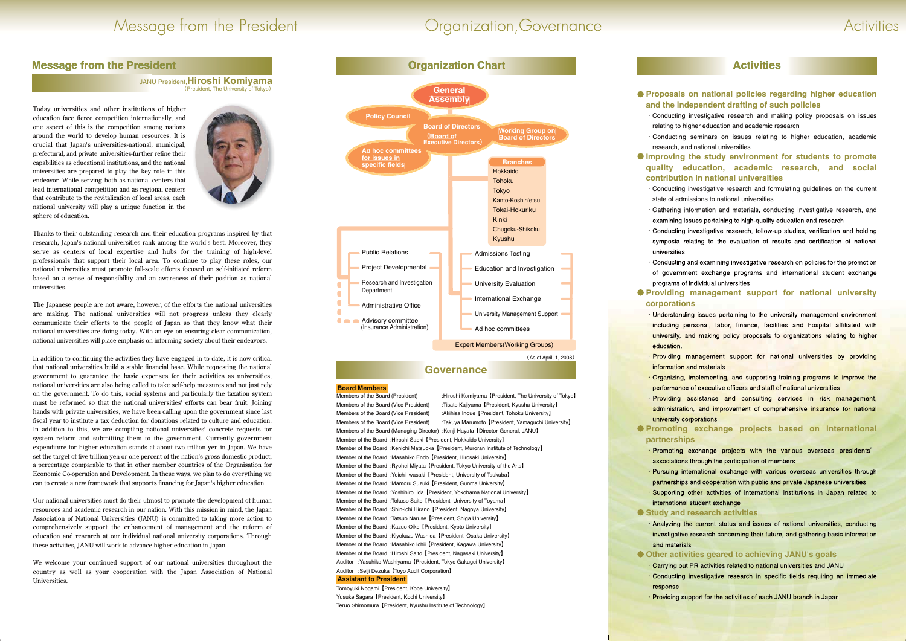# Message from the President

## Message from the President

JANU President, **Hiroshi Komiyama**
(President, The University of Tokyo)

Today universities and other institutions of higher education face fierce competition internationally, and one aspect of this is the competition among nations around the world to develop human resources. It is crucial that Japan's universities-national, municipal, prefectural, and private universities-further refine their capabilities as educational institutions, and the national universities are prepared to play the key role in this endeavor. While serving both as national centers that lead international competition and as regional centers that contribute to the revitalization of local areas, each national university will play a unique function in the sphere of education.

Thanks to their outstanding research and their education programs inspired by that research, Japan's national universities rank among the world's best. Moreover, they serve as centers of local expertise and hubs for the training of high-level professionals that support their local area. To continue to play these roles, our national universities must promote full-scale efforts focused on self-initiated reform based on a sense of responsibility and an awareness of their position as national universities.

The Japanese people are not aware, however, of the efforts the national universities are making. The national universities will not progress unless they clearly communicate their efforts to the people of Japan so that they know what their national universities are doing today. With an eye on ensuring clear communication, national universities will place emphasis on informing society about their endeavors.

In addition to continuing the activities they have engaged in to date, it is now critical that national universities build a stable financial base. While requesting the national government to guarantee the basic expenses for their activities as universities, national universities are also being called to take self-help measures and not just rely on the government. To do this, social systems and particularly the taxation system must be reformed so that the national universities' efforts can bear fruit. Joining hands with private universities, we have been calling upon the government since last fiscal year to institute a tax deduction for donations related to culture and education. In addition to this, we are compiling national universities' concrete requests for system reform and submitting them to the government. Currently government expenditure for higher education stands at about two trillion yen in Japan. We have set the target of five trillion yen or one percent of the nation's gross domestic product, a percentage comparable to that in other member countries of the Organisation for Economic Co-operation and Development. In these ways, we plan to do everything we can to create a new framework that supports financing for Japan's higher education.

Our national universities must do their utmost to promote the development of human resources and academic research in our nation. With this mission in mind, the Japan Association of National Universities (JANU) is committed to taking more action to comprehensively support the enhancement of management and the reform of education and research at our individual national university corporations. Through these activities, JANU will work to advance higher education in Japan.

We welcome your continued support of our national universities throughout the country as well as your cooperation with the Japan Association of National Universities.

# Organization, Governance

## Organization Chart

General Assembly
Policy Council
Board of Directors (Board of Executive Directors)
Working Group on Board of Directors
Ad hoc committees for issues in specific fields

Branches
- Hokkaido
- Tohoku
- Tokyo
- Kanto-Koshin'etsu
- Tokai-Hokuriku
- Kinki
- Chugoku-Shikoku
- Kyushu

- Public Relations
- Project Developmental
- Research and Investigation Department
- Administrative Office
- Advisory committee (Insurance Administration)

- Admissions Testing
- Education and Investigation
- University Evaluation
- International Exchange
- University Management Support
- Ad hoc committees

Expert Members(Working Groups)

(As of April, 1, 2008)

## Governance

**Board Members**

Members of the Board (President) :Hiroshi Komiyama【President, The University of Tokyo】
Members of the Board (Vice President) :Tisato Kajiyama【President, Kyushu University】
Members of the Board (Vice President) :Akihisa Inoue【President, Tohoku University】
Members of the Board (Vice President) :Takuya Marumoto【President, Yamaguchi University】
Members of the Board (Managing Director) :Kenji Hayata【Director-General, JANU】
Member of the Board :Hiroshi Saeki【President, Hokkaido University】
Member of the Board :Kenichi Matsuoka【President, Muroran Institute of Technology】
Member of the Board :Masahiko Endo【President, Hirosaki University】
Member of the Board :Ryohei Miyata【President, Tokyo University of the Arts】
Member of the Board :Yoichi Iwasaki【President, University of Tsukuba】
Member of the Board :Mamoru Suzuki【President, Gunma University】
Member of the Board :Yoshihiro Iida【President, Yokohama National University】
Member of the Board :Tokuso Saito【President, University of Toyama】
Member of the Board :Shin-ichi Hirano【President, Nagoya University】
Member of the Board :Tatsuo Naruse【President, Shiga University】
Member of the Board :Kazuo Oike【President, Kyoto University】
Member of the Board :Kiyokazu Washida【President, Osaka University】
Member of the Board :Masahiko Ichii【President, Kagawa University】
Member of the Board :Hiroshi Saito【President, Nagasaki University】
Auditor :Yasuhiko Washiyama【President, Tokyo Gakugei University】
Auditor :Seiji Dezuka【Toyo Audit Corporation】

**Assistant to President**

Tomoyuki Nogami【President, Kobe University】
Yusuke Sagara【President, Kochi University】
Teruo Shimomura【President, Kyushu Institute of Technology】

# Activities

## Activities

### ● Proposals on national policies regarding higher education and the independent drafting of such policies

- Conducting investigative research and making policy proposals on issues relating to higher education and academic research
- Conducting seminars on issues relating to higher education, academic research, and national universities

### ● Improving the study environment for students to promote quality education, academic research, and social contribution in national universities

- Conducting investigative research and formulating guidelines on the current state of admissions to national universities
- Gathering information and materials, conducting investigative research, and examining issues pertaining to high-quality education and research
- Conducting investigative research, follow-up studies, verification and holding symposia relating to the evaluation of results and certification of national universities
- Conducting and examining investigative research on policies for the promotion of government exchange programs and international student exchange programs of individual universities

### ● Providing management support for national university corporations

- Understanding issues pertaining to the university management environment including personal, labor, finance, facilities and hospital affiliated with university, and making policy proposals to organizations relating to higher education.
- Providing management support for national universities by providing information and materials
- Organizing, implementing, and supporting training programs to improve the performance of executive officers and staff of national universities
- Providing assistance and consulting services in risk management, administration, and improvement of comprehensive insurance for national university corporations

### ● Promoting exchange projects based on international partnerships

- Promoting exchange projects with the various overseas presidents' associations through the participation of members
- Pursuing international exchange with various overseas universities through partnerships and cooperation with public and private Japanese universities
- Supporting other activities of international institutions in Japan related to international student exchange

### ● Study and research activities

- Analyzing the current status and issues of national universities, conducting investigative research concerning their future, and gathering basic information and materials

### ● Other activities geared to achieving JANU's goals

- Carrying out PR activities related to national universities and JANU
- Conducting investigative research in specific fields requiring an immediate response
- Providing support for the activities of each JANU branch in Japan